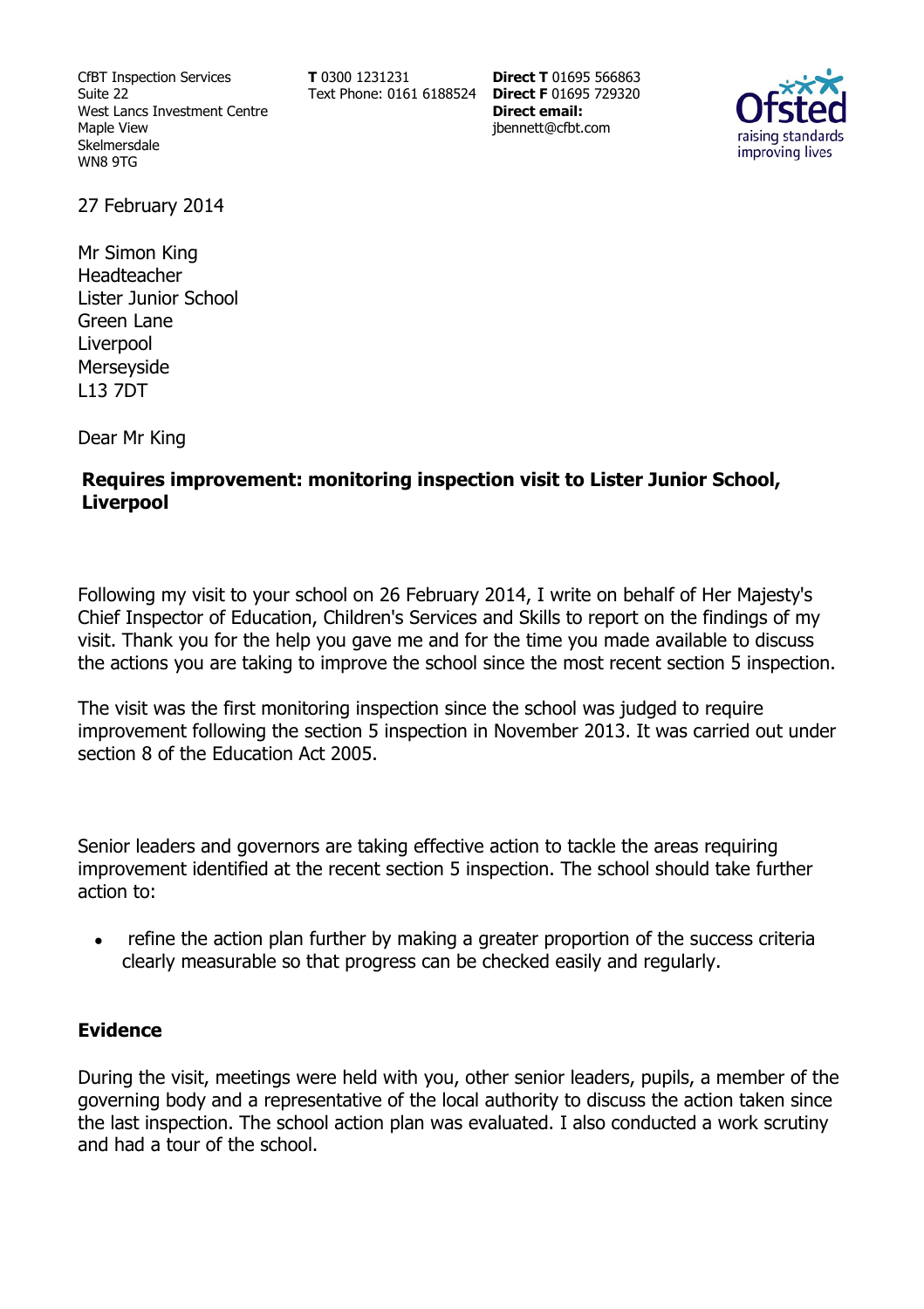CfBT Inspection Services
Suite 22
West Lancs Investment Centre
Maple View
Skelmersdale
WN8 9TG

**T** 0300 1231231
Text Phone: 0161 6188524

**Direct T** 01695 566863
**Direct F** 01695 729320
**Direct email:**
jbennett@cfbt.com

Ofsted
raising standards
improving lives

27 February 2014

Mr Simon King
Headteacher
Lister Junior School
Green Lane
Liverpool
Merseyside
L13 7DT

Dear Mr King

**Requires improvement: monitoring inspection visit to Lister Junior School, Liverpool**

Following my visit to your school on 26 February 2014, I write on behalf of Her Majesty's Chief Inspector of Education, Children's Services and Skills to report on the findings of my visit. Thank you for the help you gave me and for the time you made available to discuss the actions you are taking to improve the school since the most recent section 5 inspection.

The visit was the first monitoring inspection since the school was judged to require improvement following the section 5 inspection in November 2013. It was carried out under section 8 of the Education Act 2005.

Senior leaders and governors are taking effective action to tackle the areas requiring improvement identified at the recent section 5 inspection. The school should take further action to:

- refine the action plan further by making a greater proportion of the success criteria clearly measurable so that progress can be checked easily and regularly.

## Evidence

During the visit, meetings were held with you, other senior leaders, pupils, a member of the governing body and a representative of the local authority to discuss the action taken since the last inspection. The school action plan was evaluated. I also conducted a work scrutiny and had a tour of the school.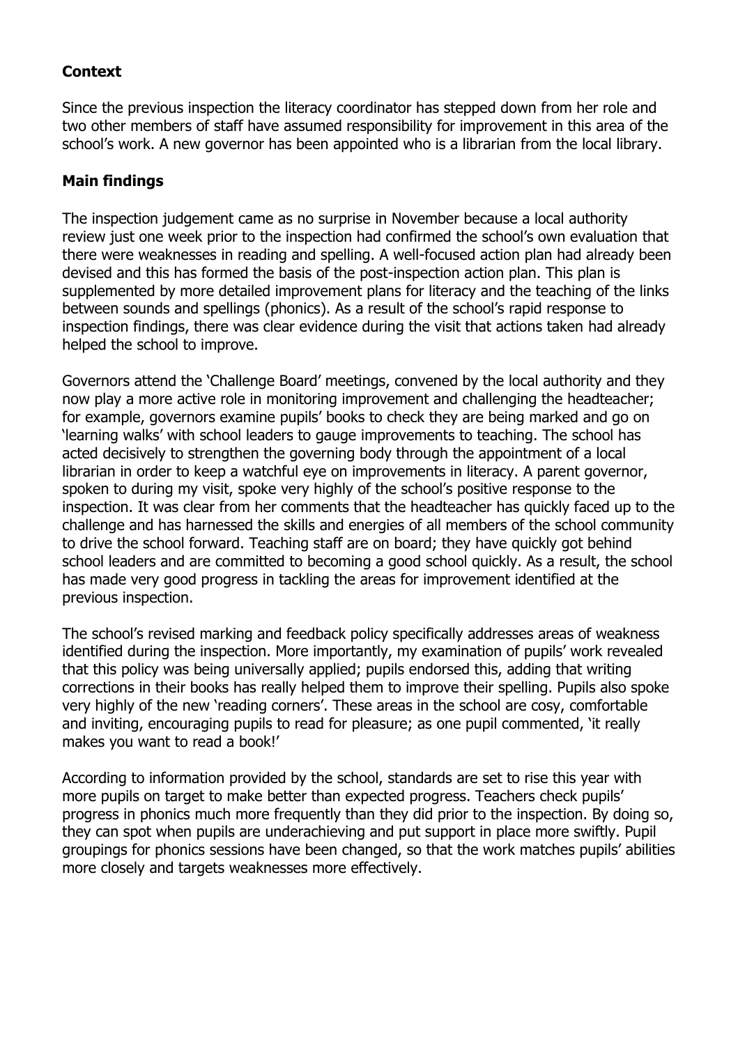**Context**

Since the previous inspection the literacy coordinator has stepped down from her role and two other members of staff have assumed responsibility for improvement in this area of the school's work. A new governor has been appointed who is a librarian from the local library.

**Main findings**

The inspection judgement came as no surprise in November because a local authority review just one week prior to the inspection had confirmed the school's own evaluation that there were weaknesses in reading and spelling. A well-focused action plan had already been devised and this has formed the basis of the post-inspection action plan. This plan is supplemented by more detailed improvement plans for literacy and the teaching of the links between sounds and spellings (phonics). As a result of the school's rapid response to inspection findings, there was clear evidence during the visit that actions taken had already helped the school to improve.

Governors attend the 'Challenge Board' meetings, convened by the local authority and they now play a more active role in monitoring improvement and challenging the headteacher; for example, governors examine pupils' books to check they are being marked and go on 'learning walks' with school leaders to gauge improvements to teaching. The school has acted decisively to strengthen the governing body through the appointment of a local librarian in order to keep a watchful eye on improvements in literacy. A parent governor, spoken to during my visit, spoke very highly of the school's positive response to the inspection. It was clear from her comments that the headteacher has quickly faced up to the challenge and has harnessed the skills and energies of all members of the school community to drive the school forward. Teaching staff are on board; they have quickly got behind school leaders and are committed to becoming a good school quickly. As a result, the school has made very good progress in tackling the areas for improvement identified at the previous inspection.

The school's revised marking and feedback policy specifically addresses areas of weakness identified during the inspection. More importantly, my examination of pupils' work revealed that this policy was being universally applied; pupils endorsed this, adding that writing corrections in their books has really helped them to improve their spelling. Pupils also spoke very highly of the new 'reading corners'. These areas in the school are cosy, comfortable and inviting, encouraging pupils to read for pleasure; as one pupil commented, 'it really makes you want to read a book!'

According to information provided by the school, standards are set to rise this year with more pupils on target to make better than expected progress. Teachers check pupils' progress in phonics much more frequently than they did prior to the inspection. By doing so, they can spot when pupils are underachieving and put support in place more swiftly. Pupil groupings for phonics sessions have been changed, so that the work matches pupils' abilities more closely and targets weaknesses more effectively.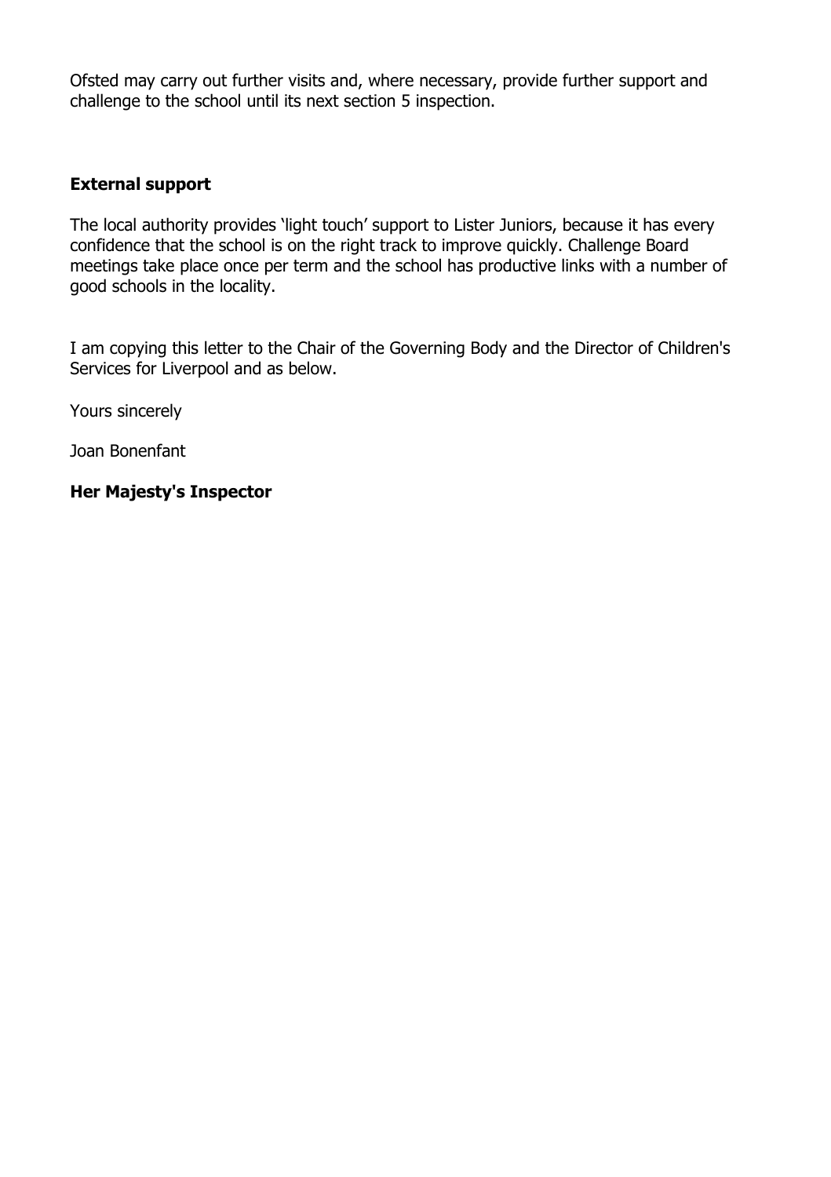Ofsted may carry out further visits and, where necessary, provide further support and challenge to the school until its next section 5 inspection.

## External support

The local authority provides 'light touch' support to Lister Juniors, because it has every confidence that the school is on the right track to improve quickly. Challenge Board meetings take place once per term and the school has productive links with a number of good schools in the locality.

I am copying this letter to the Chair of the Governing Body and the Director of Children's Services for Liverpool and as below.

Yours sincerely

Joan Bonenfant

**Her Majesty's Inspector**